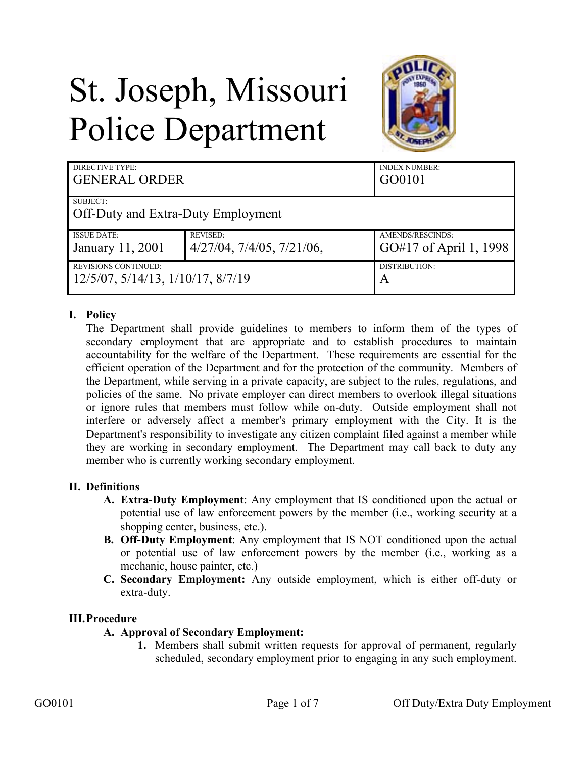# St. Joseph, Missouri Police Department

| DIRECTIVE TYPE: GENERAL ORDER | | INDEX NUMBER: GO0101 |
|---|---|---|
| SUBJECT: Off-Duty and Extra-Duty Employment | | |
| ISSUE DATE: January 11, 2001 | REVISED: 4/27/04, 7/4/05, 7/21/06, | AMENDS/RESCINDS: GO#17 of April 1, 1998 |
| REVISIONS CONTINUED: 12/5/07, 5/14/13, 1/10/17, 8/7/19 | | DISTRIBUTION: A |

## I. Policy

The Department shall provide guidelines to members to inform them of the types of secondary employment that are appropriate and to establish procedures to maintain accountability for the welfare of the Department. These requirements are essential for the efficient operation of the Department and for the protection of the community. Members of the Department, while serving in a private capacity, are subject to the rules, regulations, and policies of the same. No private employer can direct members to overlook illegal situations or ignore rules that members must follow while on-duty. Outside employment shall not interfere or adversely affect a member's primary employment with the City. It is the Department's responsibility to investigate any citizen complaint filed against a member while they are working in secondary employment. The Department may call back to duty any member who is currently working secondary employment.

## II. Definitions

- **A. Extra-Duty Employment**: Any employment that IS conditioned upon the actual or potential use of law enforcement powers by the member (i.e., working security at a shopping center, business, etc.).
- **B. Off-Duty Employment**: Any employment that IS NOT conditioned upon the actual or potential use of law enforcement powers by the member (i.e., working as a mechanic, house painter, etc.)
- **C. Secondary Employment:** Any outside employment, which is either off-duty or extra-duty.

## III. Procedure

- **A. Approval of Secondary Employment:**
  1. Members shall submit written requests for approval of permanent, regularly scheduled, secondary employment prior to engaging in any such employment.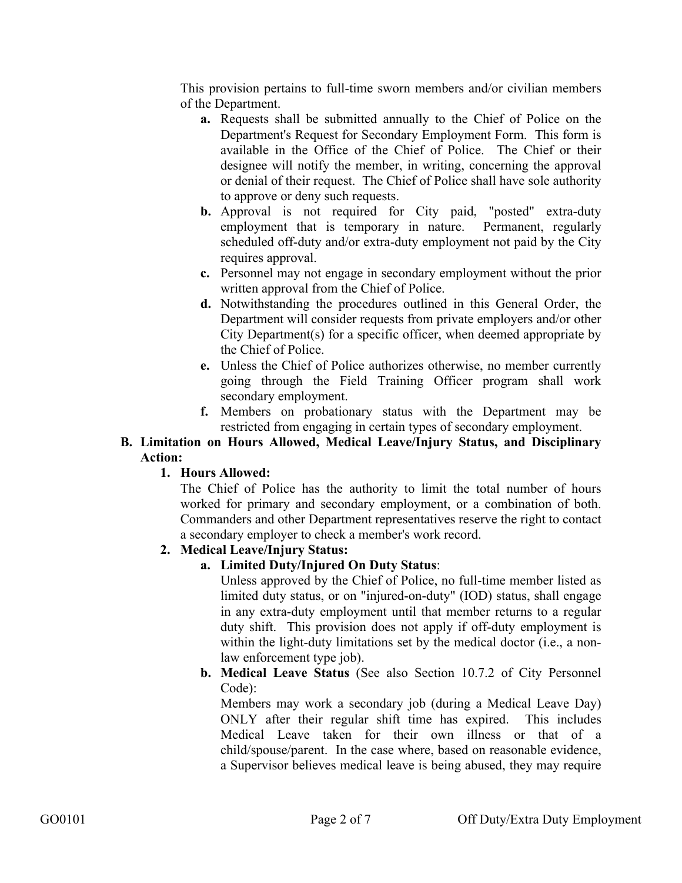This provision pertains to full-time sworn members and/or civilian members of the Department.

- **a.** Requests shall be submitted annually to the Chief of Police on the Department's Request for Secondary Employment Form. This form is available in the Office of the Chief of Police. The Chief or their designee will notify the member, in writing, concerning the approval or denial of their request. The Chief of Police shall have sole authority to approve or deny such requests.
- **b.** Approval is not required for City paid, "posted" extra-duty employment that is temporary in nature. Permanent, regularly scheduled off-duty and/or extra-duty employment not paid by the City requires approval.
- **c.** Personnel may not engage in secondary employment without the prior written approval from the Chief of Police.
- **d.** Notwithstanding the procedures outlined in this General Order, the Department will consider requests from private employers and/or other City Department(s) for a specific officer, when deemed appropriate by the Chief of Police.
- **e.** Unless the Chief of Police authorizes otherwise, no member currently going through the Field Training Officer program shall work secondary employment.
- **f.** Members on probationary status with the Department may be restricted from engaging in certain types of secondary employment.

**B. Limitation on Hours Allowed, Medical Leave/Injury Status, and Disciplinary Action:**

**1. Hours Allowed:**

The Chief of Police has the authority to limit the total number of hours worked for primary and secondary employment, or a combination of both. Commanders and other Department representatives reserve the right to contact a secondary employer to check a member's work record.

**2. Medical Leave/Injury Status:**

**a. Limited Duty/Injured On Duty Status**:

Unless approved by the Chief of Police, no full-time member listed as limited duty status, or on "injured-on-duty" (IOD) status, shall engage in any extra-duty employment until that member returns to a regular duty shift. This provision does not apply if off-duty employment is within the light-duty limitations set by the medical doctor (i.e., a non-law enforcement type job).

**b. Medical Leave Status** (See also Section 10.7.2 of City Personnel Code):

Members may work a secondary job (during a Medical Leave Day) ONLY after their regular shift time has expired. This includes Medical Leave taken for their own illness or that of a child/spouse/parent. In the case where, based on reasonable evidence, a Supervisor believes medical leave is being abused, they may require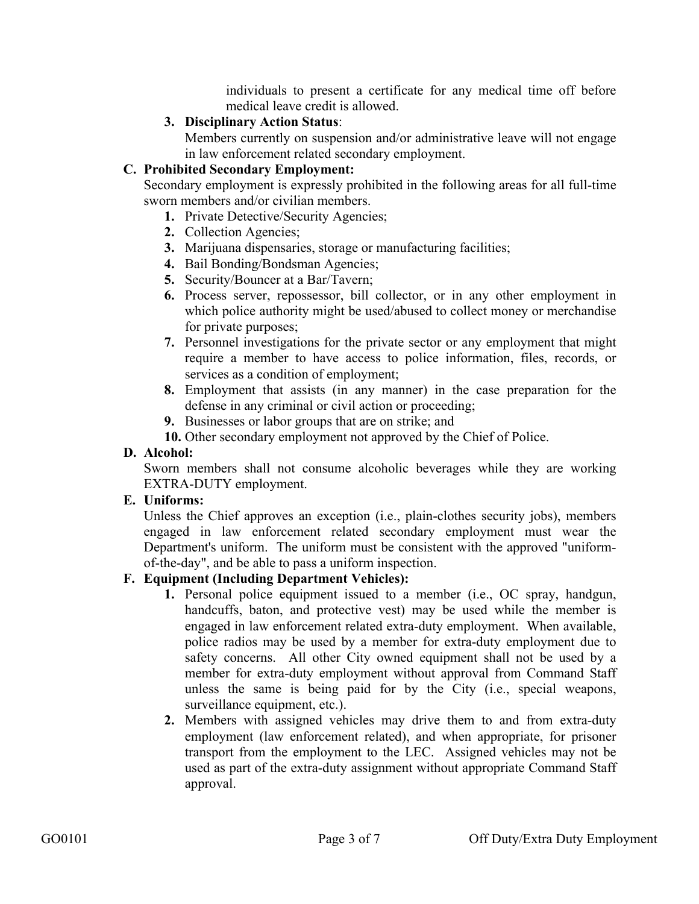individuals to present a certificate for any medical time off before medical leave credit is allowed.

3. **Disciplinary Action Status**:
   Members currently on suspension and/or administrative leave will not engage in law enforcement related secondary employment.

**C. Prohibited Secondary Employment:**

Secondary employment is expressly prohibited in the following areas for all full-time sworn members and/or civilian members.

1. Private Detective/Security Agencies;
2. Collection Agencies;
3. Marijuana dispensaries, storage or manufacturing facilities;
4. Bail Bonding/Bondsman Agencies;
5. Security/Bouncer at a Bar/Tavern;
6. Process server, repossessor, bill collector, or in any other employment in which police authority might be used/abused to collect money or merchandise for private purposes;
7. Personnel investigations for the private sector or any employment that might require a member to have access to police information, files, records, or services as a condition of employment;
8. Employment that assists (in any manner) in the case preparation for the defense in any criminal or civil action or proceeding;
9. Businesses or labor groups that are on strike; and
10. Other secondary employment not approved by the Chief of Police.

**D. Alcohol:**

Sworn members shall not consume alcoholic beverages while they are working EXTRA-DUTY employment.

**E. Uniforms:**

Unless the Chief approves an exception (i.e., plain-clothes security jobs), members engaged in law enforcement related secondary employment must wear the Department's uniform. The uniform must be consistent with the approved "uniform-of-the-day", and be able to pass a uniform inspection.

**F. Equipment (Including Department Vehicles):**

1. Personal police equipment issued to a member (i.e., OC spray, handgun, handcuffs, baton, and protective vest) may be used while the member is engaged in law enforcement related extra-duty employment. When available, police radios may be used by a member for extra-duty employment due to safety concerns. All other City owned equipment shall not be used by a member for extra-duty employment without approval from Command Staff unless the same is being paid for by the City (i.e., special weapons, surveillance equipment, etc.).
2. Members with assigned vehicles may drive them to and from extra-duty employment (law enforcement related), and when appropriate, for prisoner transport from the employment to the LEC. Assigned vehicles may not be used as part of the extra-duty assignment without appropriate Command Staff approval.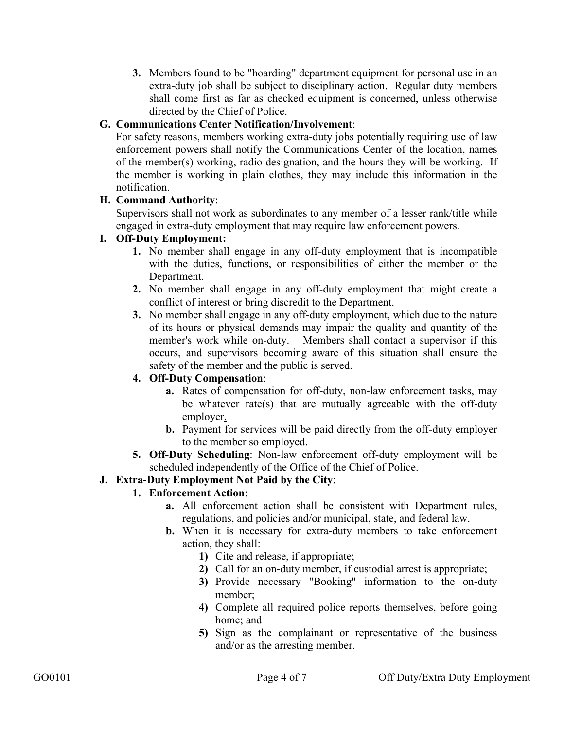3. Members found to be "hoarding" department equipment for personal use in an extra-duty job shall be subject to disciplinary action. Regular duty members shall come first as far as checked equipment is concerned, unless otherwise directed by the Chief of Police.

**G. Communications Center Notification/Involvement**:

For safety reasons, members working extra-duty jobs potentially requiring use of law enforcement powers shall notify the Communications Center of the location, names of the member(s) working, radio designation, and the hours they will be working. If the member is working in plain clothes, they may include this information in the notification.

**H. Command Authority**:

Supervisors shall not work as subordinates to any member of a lesser rank/title while engaged in extra-duty employment that may require law enforcement powers.

**I. Off-Duty Employment:**

1. No member shall engage in any off-duty employment that is incompatible with the duties, functions, or responsibilities of either the member or the Department.
2. No member shall engage in any off-duty employment that might create a conflict of interest or bring discredit to the Department.
3. No member shall engage in any off-duty employment, which due to the nature of its hours or physical demands may impair the quality and quantity of the member's work while on-duty. Members shall contact a supervisor if this occurs, and supervisors becoming aware of this situation shall ensure the safety of the member and the public is served.
4. **Off-Duty Compensation**:
   - a. Rates of compensation for off-duty, non-law enforcement tasks, may be whatever rate(s) that are mutually agreeable with the off-duty employer.
   - b. Payment for services will be paid directly from the off-duty employer to the member so employed.
5. **Off-Duty Scheduling**: Non-law enforcement off-duty employment will be scheduled independently of the Office of the Chief of Police.

**J. Extra-Duty Employment Not Paid by the City**:

1. **Enforcement Action**:
   - a. All enforcement action shall be consistent with Department rules, regulations, and policies and/or municipal, state, and federal law.
   - b. When it is necessary for extra-duty members to take enforcement action, they shall:
     1) Cite and release, if appropriate;
     2) Call for an on-duty member, if custodial arrest is appropriate;
     3) Provide necessary "Booking" information to the on-duty member;
     4) Complete all required police reports themselves, before going home; and
     5) Sign as the complainant or representative of the business and/or as the arresting member.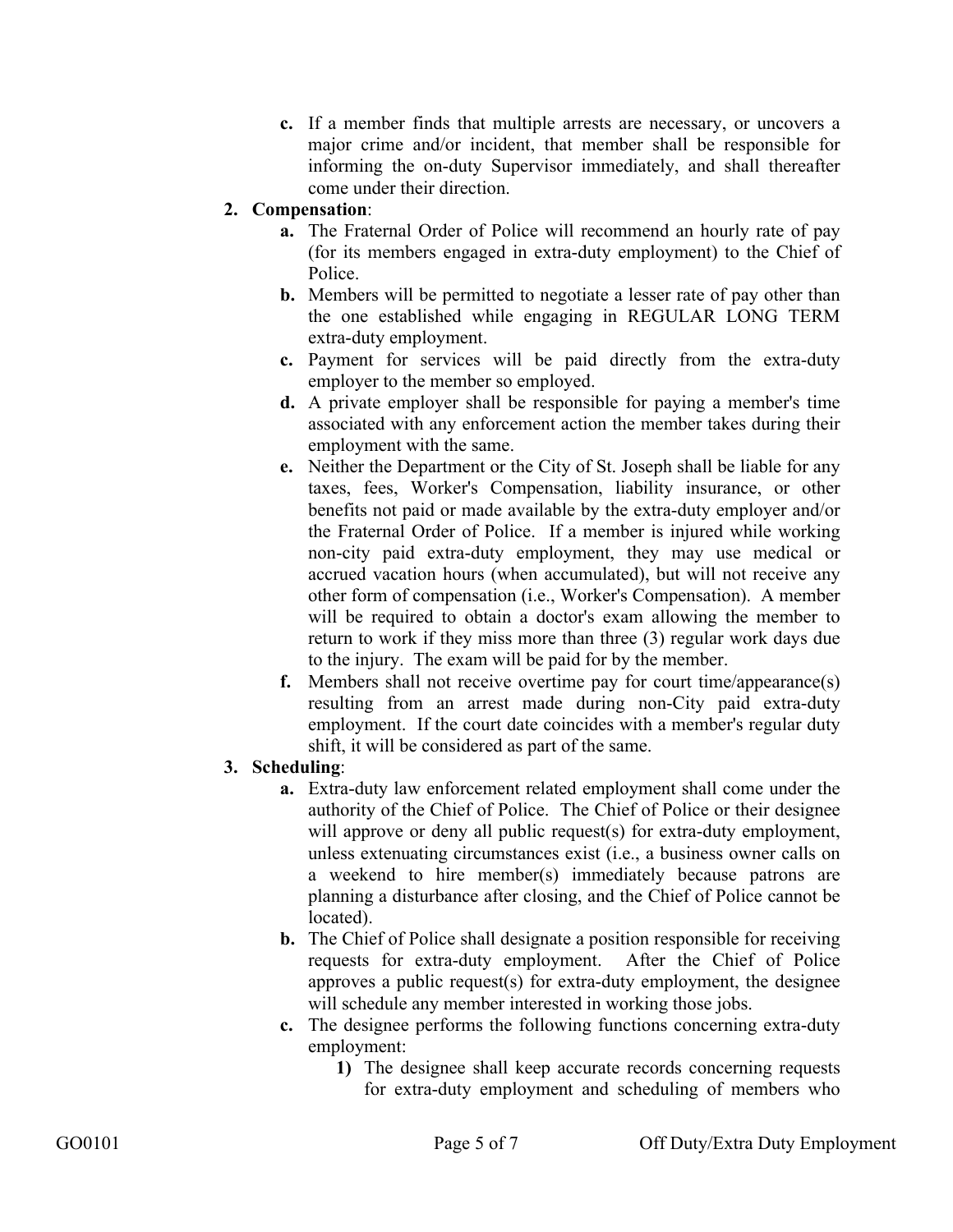c. If a member finds that multiple arrests are necessary, or uncovers a major crime and/or incident, that member shall be responsible for informing the on-duty Supervisor immediately, and shall thereafter come under their direction.

2. **Compensation**:
   a. The Fraternal Order of Police will recommend an hourly rate of pay (for its members engaged in extra-duty employment) to the Chief of Police.
   b. Members will be permitted to negotiate a lesser rate of pay other than the one established while engaging in REGULAR LONG TERM extra-duty employment.
   c. Payment for services will be paid directly from the extra-duty employer to the member so employed.
   d. A private employer shall be responsible for paying a member's time associated with any enforcement action the member takes during their employment with the same.
   e. Neither the Department or the City of St. Joseph shall be liable for any taxes, fees, Worker's Compensation, liability insurance, or other benefits not paid or made available by the extra-duty employer and/or the Fraternal Order of Police. If a member is injured while working non-city paid extra-duty employment, they may use medical or accrued vacation hours (when accumulated), but will not receive any other form of compensation (i.e., Worker's Compensation). A member will be required to obtain a doctor's exam allowing the member to return to work if they miss more than three (3) regular work days due to the injury. The exam will be paid for by the member.
   f. Members shall not receive overtime pay for court time/appearance(s) resulting from an arrest made during non-City paid extra-duty employment. If the court date coincides with a member's regular duty shift, it will be considered as part of the same.

3. **Scheduling**:
   a. Extra-duty law enforcement related employment shall come under the authority of the Chief of Police. The Chief of Police or their designee will approve or deny all public request(s) for extra-duty employment, unless extenuating circumstances exist (i.e., a business owner calls on a weekend to hire member(s) immediately because patrons are planning a disturbance after closing, and the Chief of Police cannot be located).
   b. The Chief of Police shall designate a position responsible for receiving requests for extra-duty employment. After the Chief of Police approves a public request(s) for extra-duty employment, the designee will schedule any member interested in working those jobs.
   c. The designee performs the following functions concerning extra-duty employment:
      1) The designee shall keep accurate records concerning requests for extra-duty employment and scheduling of members who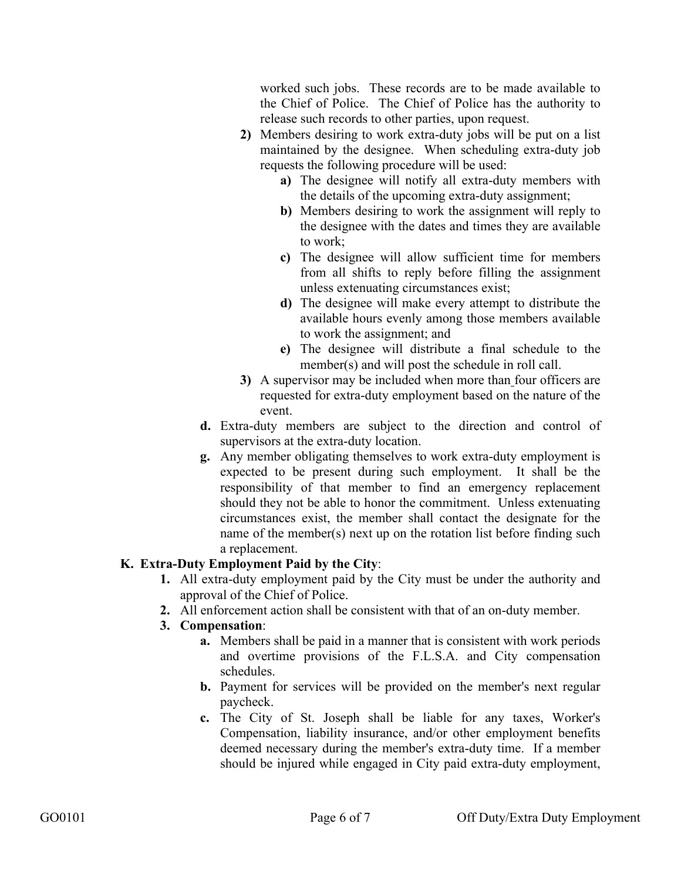worked such jobs. These records are to be made available to the Chief of Police. The Chief of Police has the authority to release such records to other parties, upon request.

**2)** Members desiring to work extra-duty jobs will be put on a list maintained by the designee. When scheduling extra-duty job requests the following procedure will be used:

   **a)** The designee will notify all extra-duty members with the details of the upcoming extra-duty assignment;

   **b)** Members desiring to work the assignment will reply to the designee with the dates and times they are available to work;

   **c)** The designee will allow sufficient time for members from all shifts to reply before filling the assignment unless extenuating circumstances exist;

   **d)** The designee will make every attempt to distribute the available hours evenly among those members available to work the assignment; and

   **e)** The designee will distribute a final schedule to the member(s) and will post the schedule in roll call.

**3)** A supervisor may be included when more than four officers are requested for extra-duty employment based on the nature of the event.

**d.** Extra-duty members are subject to the direction and control of supervisors at the extra-duty location.

**g.** Any member obligating themselves to work extra-duty employment is expected to be present during such employment. It shall be the responsibility of that member to find an emergency replacement should they not be able to honor the commitment. Unless extenuating circumstances exist, the member shall contact the designate for the name of the member(s) next up on the rotation list before finding such a replacement.

**K. Extra-Duty Employment Paid by the City**:

**1.** All extra-duty employment paid by the City must be under the authority and approval of the Chief of Police.

**2.** All enforcement action shall be consistent with that of an on-duty member.

**3. Compensation**:

   **a.** Members shall be paid in a manner that is consistent with work periods and overtime provisions of the F.L.S.A. and City compensation schedules.

   **b.** Payment for services will be provided on the member's next regular paycheck.

   **c.** The City of St. Joseph shall be liable for any taxes, Worker's Compensation, liability insurance, and/or other employment benefits deemed necessary during the member's extra-duty time. If a member should be injured while engaged in City paid extra-duty employment,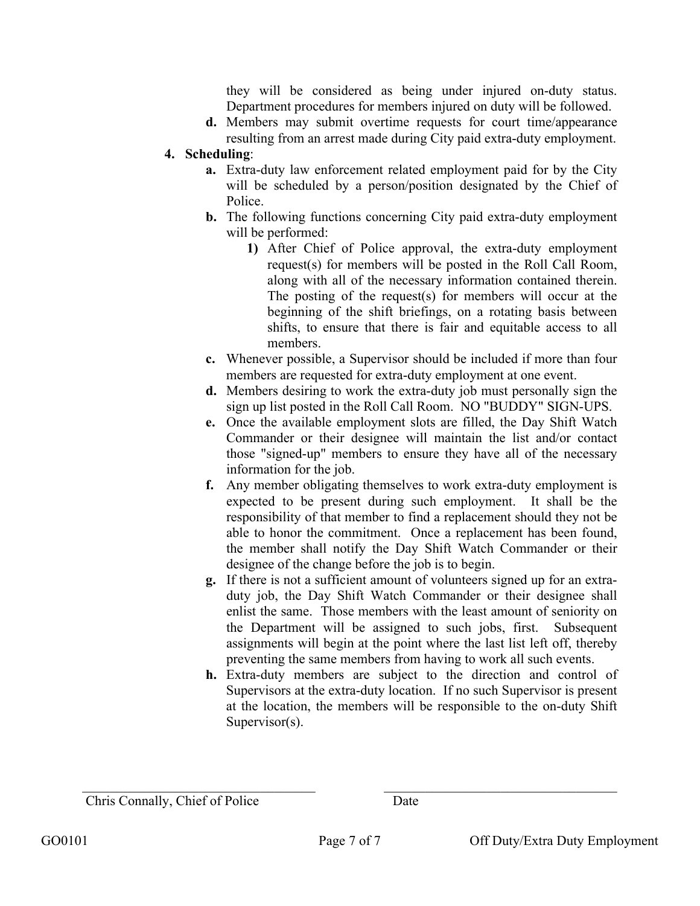they will be considered as being under injured on-duty status. Department procedures for members injured on duty will be followed.

   **d.** Members may submit overtime requests for court time/appearance resulting from an arrest made during City paid extra-duty employment.

**4. Scheduling**:

   **a.** Extra-duty law enforcement related employment paid for by the City will be scheduled by a person/position designated by the Chief of Police.

   **b.** The following functions concerning City paid extra-duty employment will be performed:

      **1)** After Chief of Police approval, the extra-duty employment request(s) for members will be posted in the Roll Call Room, along with all of the necessary information contained therein. The posting of the request(s) for members will occur at the beginning of the shift briefings, on a rotating basis between shifts, to ensure that there is fair and equitable access to all members.

   **c.** Whenever possible, a Supervisor should be included if more than four members are requested for extra-duty employment at one event.

   **d.** Members desiring to work the extra-duty job must personally sign the sign up list posted in the Roll Call Room. NO "BUDDY" SIGN-UPS.

   **e.** Once the available employment slots are filled, the Day Shift Watch Commander or their designee will maintain the list and/or contact those "signed-up" members to ensure they have all of the necessary information for the job.

   **f.** Any member obligating themselves to work extra-duty employment is expected to be present during such employment. It shall be the responsibility of that member to find a replacement should they not be able to honor the commitment. Once a replacement has been found, the member shall notify the Day Shift Watch Commander or their designee of the change before the job is to begin.

   **g.** If there is not a sufficient amount of volunteers signed up for an extra-duty job, the Day Shift Watch Commander or their designee shall enlist the same. Those members with the least amount of seniority on the Department will be assigned to such jobs, first. Subsequent assignments will begin at the point where the last list left off, thereby preventing the same members from having to work all such events.

   **h.** Extra-duty members are subject to the direction and control of Supervisors at the extra-duty location. If no such Supervisor is present at the location, the members will be responsible to the on-duty Shift Supervisor(s).

\_\_\_\_\_\_\_\_\_\_\_\_\_\_\_\_\_\_\_\_\_\_\_\_\_\_\_\_\_\_\_\_\_\_\_\_ \_\_\_\_\_\_\_\_\_\_\_\_\_\_\_\_\_\_\_\_\_\_\_\_\_\_\_\_\_\_\_\_\_\_\_\_

Chris Connally, Chief of Police Date